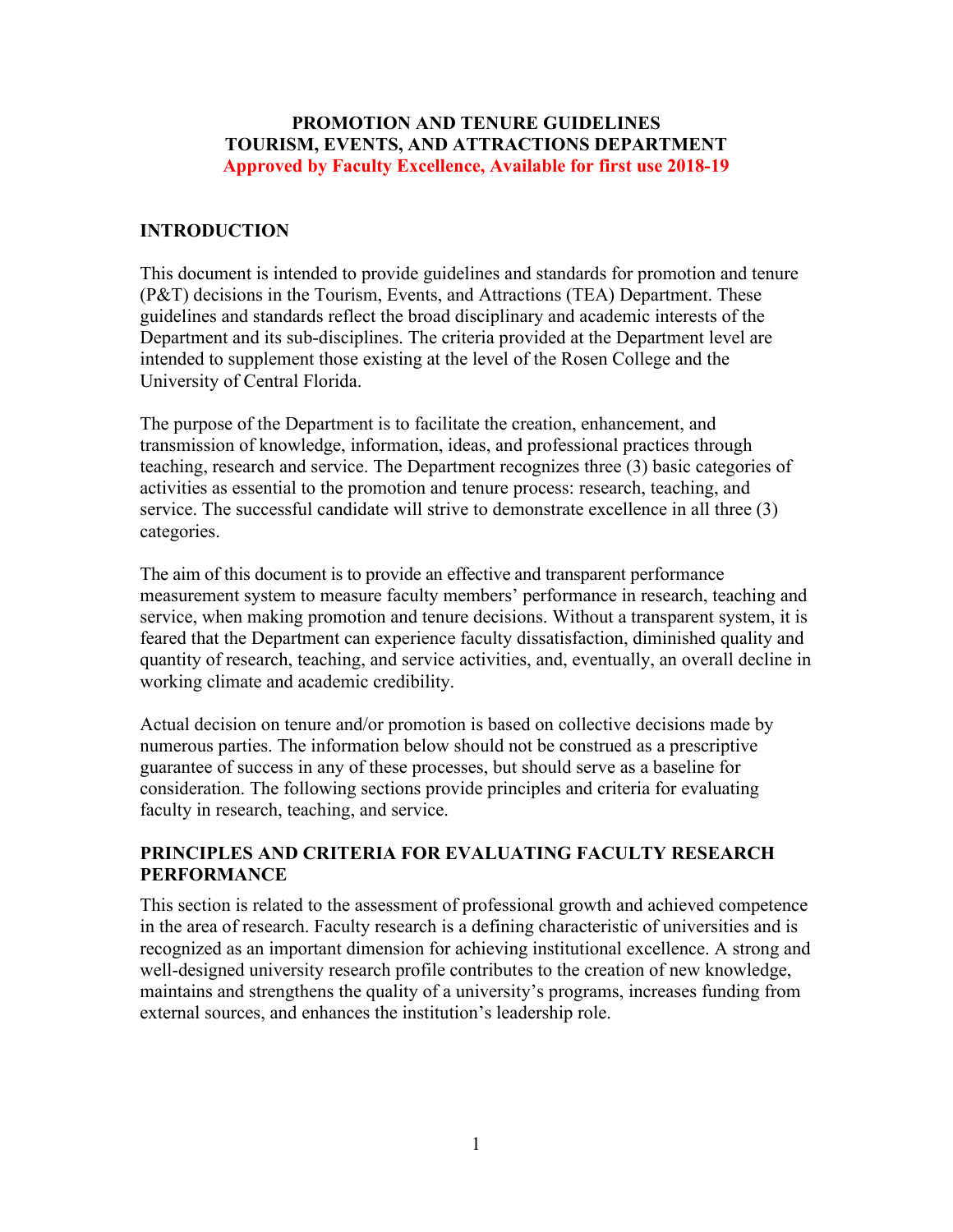# PROMOTION AND TENURE GUIDELINES
# TOURISM, EVENTS, AND ATTRACTIONS DEPARTMENT

**Approved by Faculty Excellence, Available for first use 2018-19**

## INTRODUCTION

This document is intended to provide guidelines and standards for promotion and tenure (P&T) decisions in the Tourism, Events, and Attractions (TEA) Department. These guidelines and standards reflect the broad disciplinary and academic interests of the Department and its sub-disciplines. The criteria provided at the Department level are intended to supplement those existing at the level of the Rosen College and the University of Central Florida.

The purpose of the Department is to facilitate the creation, enhancement, and transmission of knowledge, information, ideas, and professional practices through teaching, research and service. The Department recognizes three (3) basic categories of activities as essential to the promotion and tenure process: research, teaching, and service. The successful candidate will strive to demonstrate excellence in all three (3) categories.

The aim of this document is to provide an effective and transparent performance measurement system to measure faculty members' performance in research, teaching and service, when making promotion and tenure decisions. Without a transparent system, it is feared that the Department can experience faculty dissatisfaction, diminished quality and quantity of research, teaching, and service activities, and, eventually, an overall decline in working climate and academic credibility.

Actual decision on tenure and/or promotion is based on collective decisions made by numerous parties. The information below should not be construed as a prescriptive guarantee of success in any of these processes, but should serve as a baseline for consideration. The following sections provide principles and criteria for evaluating faculty in research, teaching, and service.

## PRINCIPLES AND CRITERIA FOR EVALUATING FACULTY RESEARCH PERFORMANCE

This section is related to the assessment of professional growth and achieved competence in the area of research. Faculty research is a defining characteristic of universities and is recognized as an important dimension for achieving institutional excellence. A strong and well-designed university research profile contributes to the creation of new knowledge, maintains and strengthens the quality of a university's programs, increases funding from external sources, and enhances the institution's leadership role.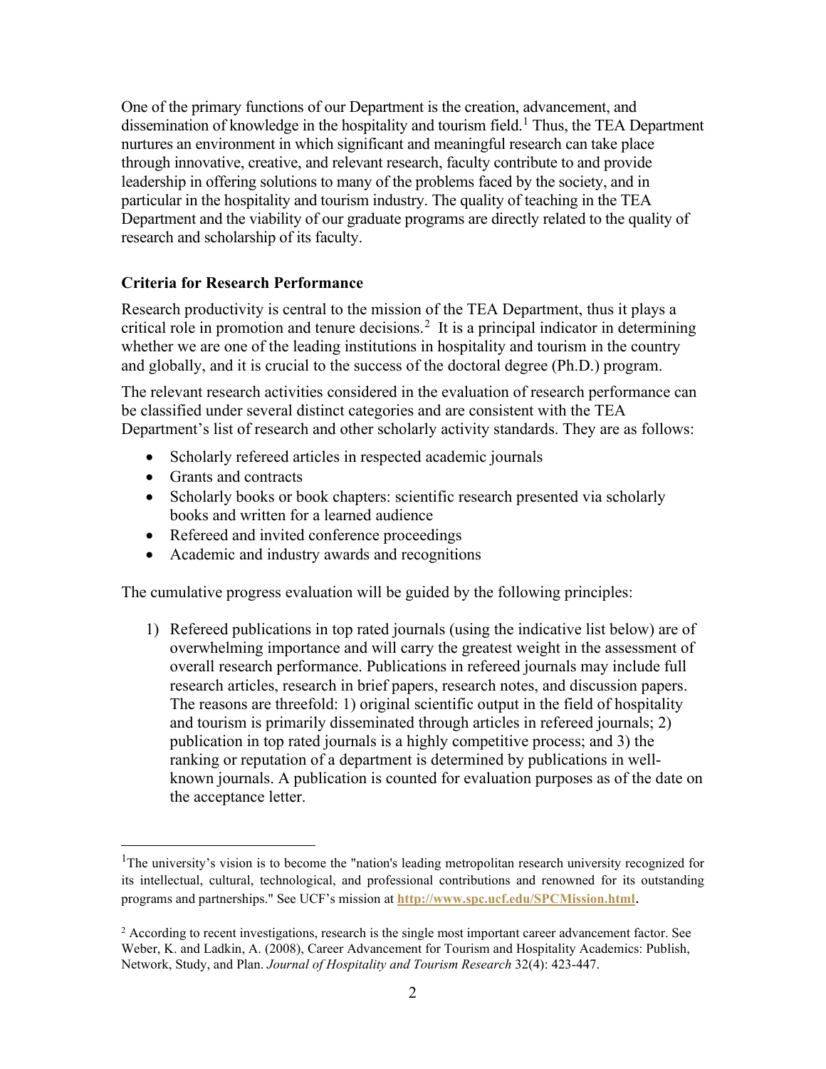One of the primary functions of our Department is the creation, advancement, and dissemination of knowledge in the hospitality and tourism field.[1] Thus, the TEA Department nurtures an environment in which significant and meaningful research can take place through innovative, creative, and relevant research, faculty contribute to and provide leadership in offering solutions to many of the problems faced by the society, and in particular in the hospitality and tourism industry. The quality of teaching in the TEA Department and the viability of our graduate programs are directly related to the quality of research and scholarship of its faculty.

### Criteria for Research Performance

Research productivity is central to the mission of the TEA Department, thus it plays a critical role in promotion and tenure decisions.[2] It is a principal indicator in determining whether we are one of the leading institutions in hospitality and tourism in the country and globally, and it is crucial to the success of the doctoral degree (Ph.D.) program.

The relevant research activities considered in the evaluation of research performance can be classified under several distinct categories and are consistent with the TEA Department's list of research and other scholarly activity standards. They are as follows:

- Scholarly refereed articles in respected academic journals
- Grants and contracts
- Scholarly books or book chapters: scientific research presented via scholarly books and written for a learned audience
- Refereed and invited conference proceedings
- Academic and industry awards and recognitions

The cumulative progress evaluation will be guided by the following principles:

1) Refereed publications in top rated journals (using the indicative list below) are of overwhelming importance and will carry the greatest weight in the assessment of overall research performance. Publications in refereed journals may include full research articles, research in brief papers, research notes, and discussion papers. The reasons are threefold: 1) original scientific output in the field of hospitality and tourism is primarily disseminated through articles in refereed journals; 2) publication in top rated journals is a highly competitive process; and 3) the ranking or reputation of a department is determined by publications in well-known journals. A publication is counted for evaluation purposes as of the date on the acceptance letter.

---

[1] The university's vision is to become the "nation's leading metropolitan research university recognized for its intellectual, cultural, technological, and professional contributions and renowned for its outstanding programs and partnerships." See UCF's mission at **http://www.spc.ucf.edu/SPCMission.html**.

[2] According to recent investigations, research is the single most important career advancement factor. See Weber, K. and Ladkin, A. (2008), Career Advancement for Tourism and Hospitality Academics: Publish, Network, Study, and Plan. *Journal of Hospitality and Tourism Research* 32(4): 423-447.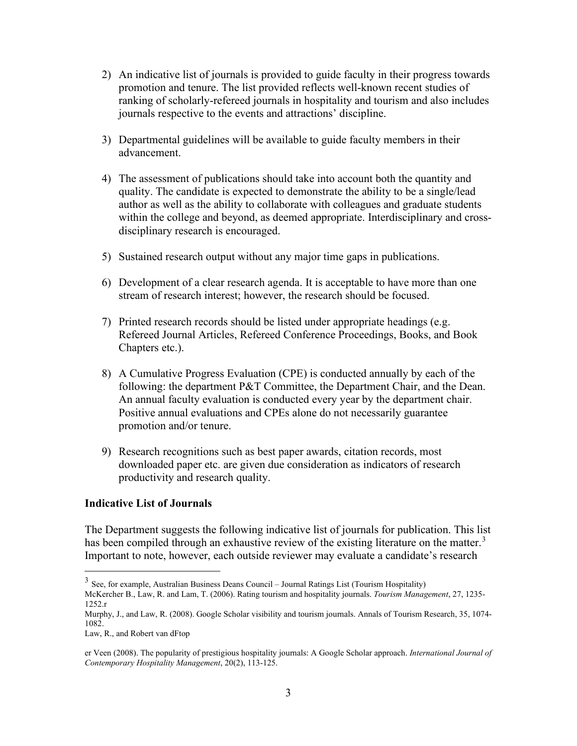2) An indicative list of journals is provided to guide faculty in their progress towards promotion and tenure. The list provided reflects well-known recent studies of ranking of scholarly-refereed journals in hospitality and tourism and also includes journals respective to the events and attractions' discipline.

3) Departmental guidelines will be available to guide faculty members in their advancement.

4) The assessment of publications should take into account both the quantity and quality. The candidate is expected to demonstrate the ability to be a single/lead author as well as the ability to collaborate with colleagues and graduate students within the college and beyond, as deemed appropriate. Interdisciplinary and cross-disciplinary research is encouraged.

5) Sustained research output without any major time gaps in publications.

6) Development of a clear research agenda. It is acceptable to have more than one stream of research interest; however, the research should be focused.

7) Printed research records should be listed under appropriate headings (e.g. Refereed Journal Articles, Refereed Conference Proceedings, Books, and Book Chapters etc.).

8) A Cumulative Progress Evaluation (CPE) is conducted annually by each of the following: the department P&T Committee, the Department Chair, and the Dean. An annual faculty evaluation is conducted every year by the department chair. Positive annual evaluations and CPEs alone do not necessarily guarantee promotion and/or tenure.

9) Research recognitions such as best paper awards, citation records, most downloaded paper etc. are given due consideration as indicators of research productivity and research quality.

### Indicative List of Journals

The Department suggests the following indicative list of journals for publication. This list has been compiled through an exhaustive review of the existing literature on the matter.[3] Important to note, however, each outside reviewer may evaluate a candidate's research

---

[3] See, for example, Australian Business Deans Council – Journal Ratings List (Tourism Hospitality)
McKercher B., Law, R. and Lam, T. (2006). Rating tourism and hospitality journals. *Tourism Management*, 27, 1235-1252.r
Murphy, J., and Law, R. (2008). Google Scholar visibility and tourism journals. Annals of Tourism Research, 35, 1074-1082.
Law, R., and Robert van dFtop

er Veen (2008). The popularity of prestigious hospitality journals: A Google Scholar approach. *International Journal of Contemporary Hospitality Management*, 20(2), 113-125.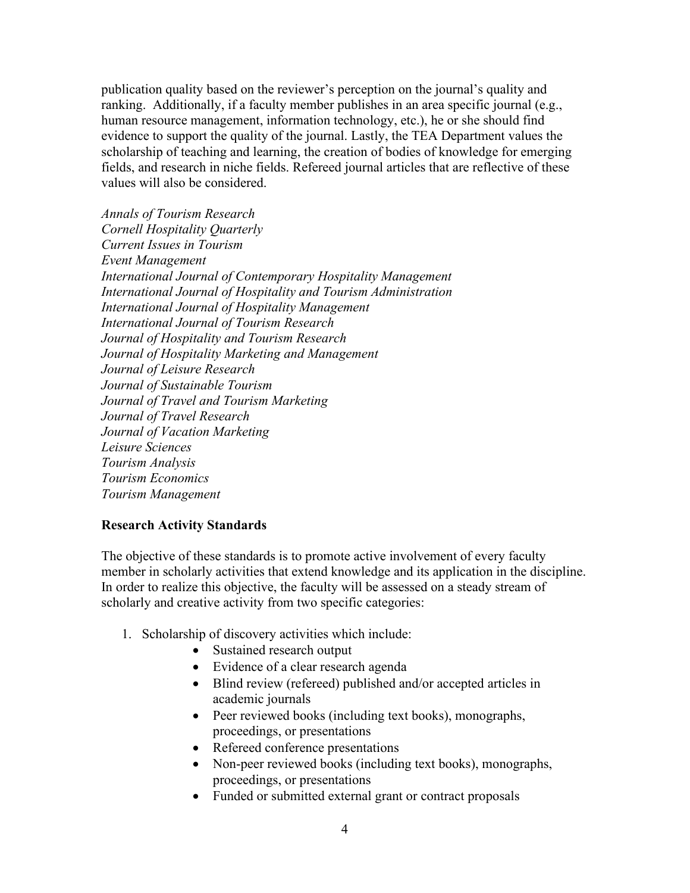publication quality based on the reviewer's perception on the journal's quality and ranking. Additionally, if a faculty member publishes in an area specific journal (e.g., human resource management, information technology, etc.), he or she should find evidence to support the quality of the journal. Lastly, the TEA Department values the scholarship of teaching and learning, the creation of bodies of knowledge for emerging fields, and research in niche fields. Refereed journal articles that are reflective of these values will also be considered.

*Annals of Tourism Research*
*Cornell Hospitality Quarterly*
*Current Issues in Tourism*
*Event Management*
*International Journal of Contemporary Hospitality Management*
*International Journal of Hospitality and Tourism Administration*
*International Journal of Hospitality Management*
*International Journal of Tourism Research*
*Journal of Hospitality and Tourism Research*
*Journal of Hospitality Marketing and Management*
*Journal of Leisure Research*
*Journal of Sustainable Tourism*
*Journal of Travel and Tourism Marketing*
*Journal of Travel Research*
*Journal of Vacation Marketing*
*Leisure Sciences*
*Tourism Analysis*
*Tourism Economics*
*Tourism Management*

**Research Activity Standards**

The objective of these standards is to promote active involvement of every faculty member in scholarly activities that extend knowledge and its application in the discipline. In order to realize this objective, the faculty will be assessed on a steady stream of scholarly and creative activity from two specific categories:

1. Scholarship of discovery activities which include:
    - Sustained research output
    - Evidence of a clear research agenda
    - Blind review (refereed) published and/or accepted articles in academic journals
    - Peer reviewed books (including text books), monographs, proceedings, or presentations
    - Refereed conference presentations
    - Non-peer reviewed books (including text books), monographs, proceedings, or presentations
    - Funded or submitted external grant or contract proposals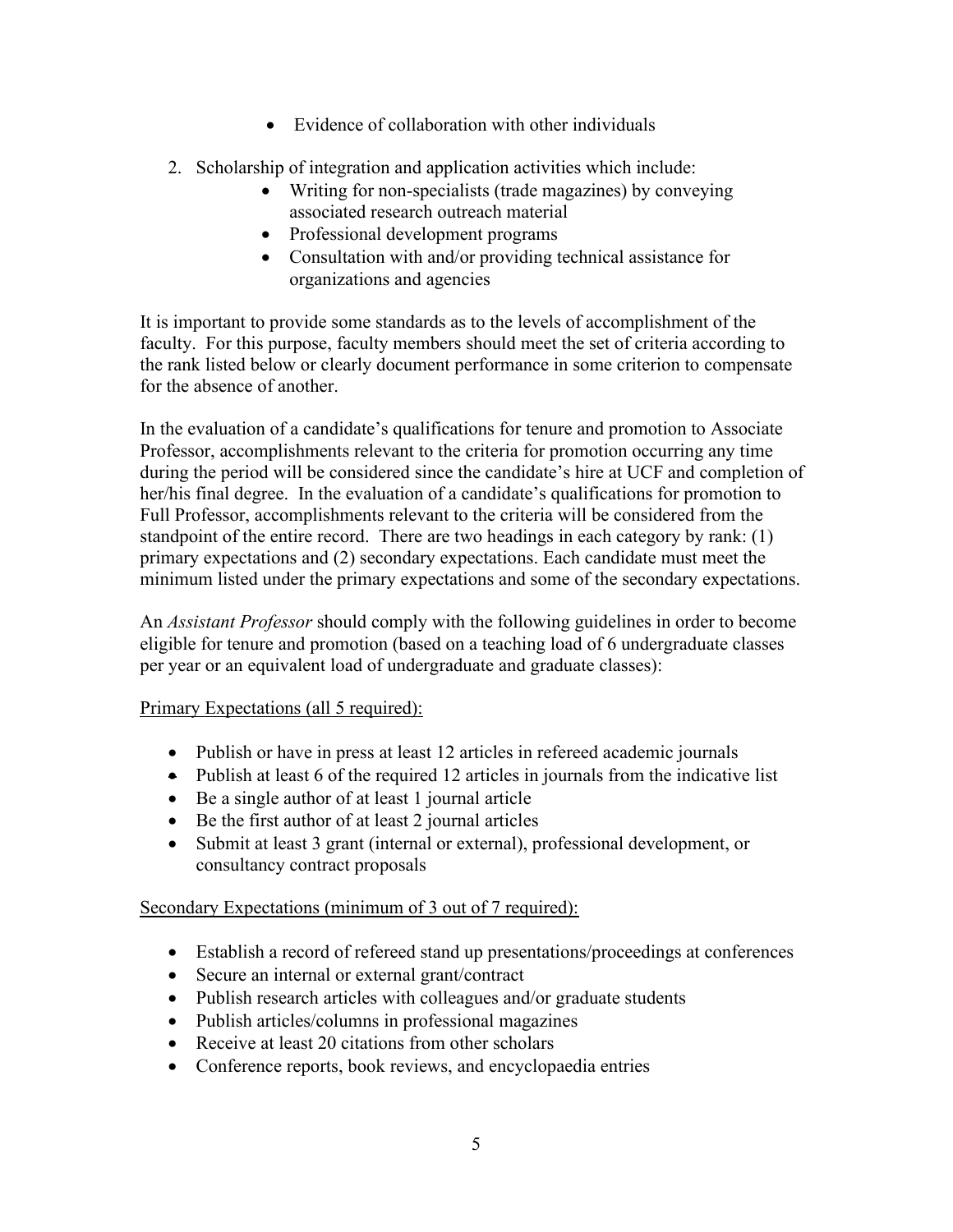- Evidence of collaboration with other individuals

2. Scholarship of integration and application activities which include:
    - Writing for non-specialists (trade magazines) by conveying associated research outreach material
    - Professional development programs
    - Consultation with and/or providing technical assistance for organizations and agencies

It is important to provide some standards as to the levels of accomplishment of the faculty. For this purpose, faculty members should meet the set of criteria according to the rank listed below or clearly document performance in some criterion to compensate for the absence of another.

In the evaluation of a candidate's qualifications for tenure and promotion to Associate Professor, accomplishments relevant to the criteria for promotion occurring any time during the period will be considered since the candidate's hire at UCF and completion of her/his final degree. In the evaluation of a candidate's qualifications for promotion to Full Professor, accomplishments relevant to the criteria will be considered from the standpoint of the entire record. There are two headings in each category by rank: (1) primary expectations and (2) secondary expectations. Each candidate must meet the minimum listed under the primary expectations and some of the secondary expectations.

An *Assistant Professor* should comply with the following guidelines in order to become eligible for tenure and promotion (based on a teaching load of 6 undergraduate classes per year or an equivalent load of undergraduate and graduate classes):

<u>Primary Expectations (all 5 required):</u>

- Publish or have in press at least 12 articles in refereed academic journals
- Publish at least 6 of the required 12 articles in journals from the indicative list
- Be a single author of at least 1 journal article
- Be the first author of at least 2 journal articles
- Submit at least 3 grant (internal or external), professional development, or consultancy contract proposals

<u>Secondary Expectations (minimum of 3 out of 7 required):</u>

- Establish a record of refereed stand up presentations/proceedings at conferences
- Secure an internal or external grant/contract
- Publish research articles with colleagues and/or graduate students
- Publish articles/columns in professional magazines
- Receive at least 20 citations from other scholars
- Conference reports, book reviews, and encyclopaedia entries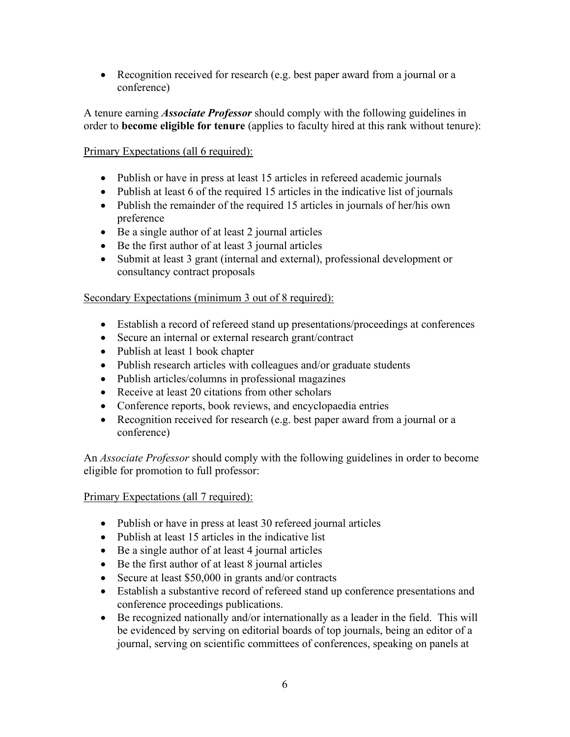- Recognition received for research (e.g. best paper award from a journal or a conference)

A tenure earning ***Associate Professor*** should comply with the following guidelines in order to **become eligible for tenure** (applies to faculty hired at this rank without tenure):

Primary Expectations (all 6 required):

- Publish or have in press at least 15 articles in refereed academic journals
- Publish at least 6 of the required 15 articles in the indicative list of journals
- Publish the remainder of the required 15 articles in journals of her/his own preference
- Be a single author of at least 2 journal articles
- Be the first author of at least 3 journal articles
- Submit at least 3 grant (internal and external), professional development or consultancy contract proposals

Secondary Expectations (minimum 3 out of 8 required):

- Establish a record of refereed stand up presentations/proceedings at conferences
- Secure an internal or external research grant/contract
- Publish at least 1 book chapter
- Publish research articles with colleagues and/or graduate students
- Publish articles/columns in professional magazines
- Receive at least 20 citations from other scholars
- Conference reports, book reviews, and encyclopaedia entries
- Recognition received for research (e.g. best paper award from a journal or a conference)

An *Associate Professor* should comply with the following guidelines in order to become eligible for promotion to full professor:

Primary Expectations (all 7 required):

- Publish or have in press at least 30 refereed journal articles
- Publish at least 15 articles in the indicative list
- Be a single author of at least 4 journal articles
- Be the first author of at least 8 journal articles
- Secure at least $50,000 in grants and/or contracts
- Establish a substantive record of refereed stand up conference presentations and conference proceedings publications.
- Be recognized nationally and/or internationally as a leader in the field. This will be evidenced by serving on editorial boards of top journals, being an editor of a journal, serving on scientific committees of conferences, speaking on panels at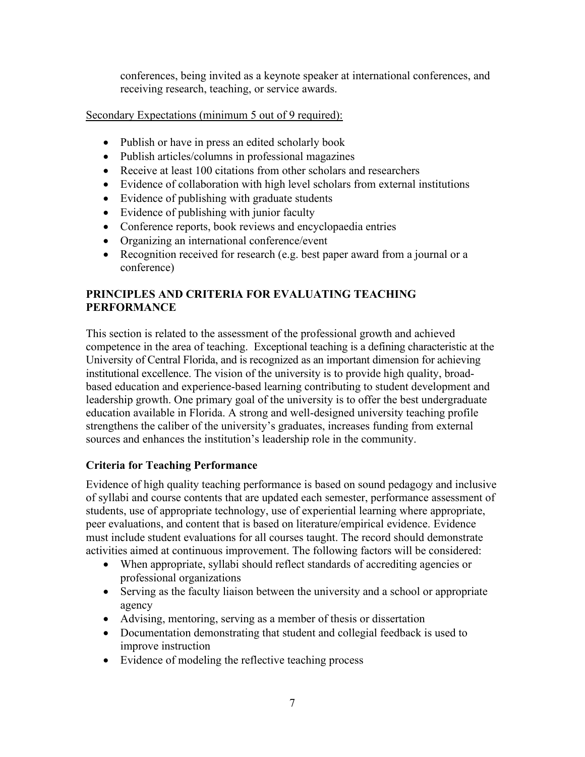conferences, being invited as a keynote speaker at international conferences, and receiving research, teaching, or service awards.

Secondary Expectations (minimum 5 out of 9 required):

- Publish or have in press an edited scholarly book
- Publish articles/columns in professional magazines
- Receive at least 100 citations from other scholars and researchers
- Evidence of collaboration with high level scholars from external institutions
- Evidence of publishing with graduate students
- Evidence of publishing with junior faculty
- Conference reports, book reviews and encyclopaedia entries
- Organizing an international conference/event
- Recognition received for research (e.g. best paper award from a journal or a conference)

## PRINCIPLES AND CRITERIA FOR EVALUATING TEACHING PERFORMANCE

This section is related to the assessment of the professional growth and achieved competence in the area of teaching. Exceptional teaching is a defining characteristic at the University of Central Florida, and is recognized as an important dimension for achieving institutional excellence. The vision of the university is to provide high quality, broad-based education and experience-based learning contributing to student development and leadership growth. One primary goal of the university is to offer the best undergraduate education available in Florida. A strong and well-designed university teaching profile strengthens the caliber of the university's graduates, increases funding from external sources and enhances the institution's leadership role in the community.

### Criteria for Teaching Performance

Evidence of high quality teaching performance is based on sound pedagogy and inclusive of syllabi and course contents that are updated each semester, performance assessment of students, use of appropriate technology, use of experiential learning where appropriate, peer evaluations, and content that is based on literature/empirical evidence. Evidence must include student evaluations for all courses taught. The record should demonstrate activities aimed at continuous improvement. The following factors will be considered:

- When appropriate, syllabi should reflect standards of accrediting agencies or professional organizations
- Serving as the faculty liaison between the university and a school or appropriate agency
- Advising, mentoring, serving as a member of thesis or dissertation
- Documentation demonstrating that student and collegial feedback is used to improve instruction
- Evidence of modeling the reflective teaching process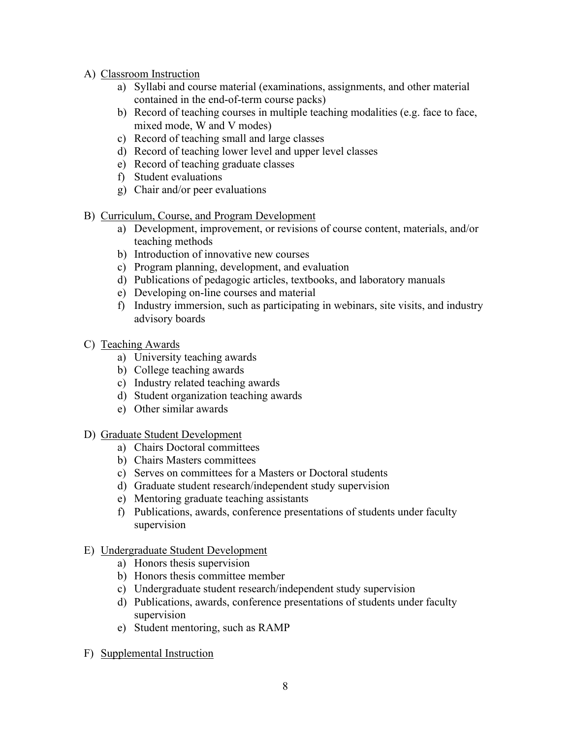A) Classroom Instruction
   a) Syllabi and course material (examinations, assignments, and other material contained in the end-of-term course packs)
   b) Record of teaching courses in multiple teaching modalities (e.g. face to face, mixed mode, W and V modes)
   c) Record of teaching small and large classes
   d) Record of teaching lower level and upper level classes
   e) Record of teaching graduate classes
   f) Student evaluations
   g) Chair and/or peer evaluations

B) Curriculum, Course, and Program Development
   a) Development, improvement, or revisions of course content, materials, and/or teaching methods
   b) Introduction of innovative new courses
   c) Program planning, development, and evaluation
   d) Publications of pedagogic articles, textbooks, and laboratory manuals
   e) Developing on-line courses and material
   f) Industry immersion, such as participating in webinars, site visits, and industry advisory boards

C) Teaching Awards
   a) University teaching awards
   b) College teaching awards
   c) Industry related teaching awards
   d) Student organization teaching awards
   e) Other similar awards

D) Graduate Student Development
   a) Chairs Doctoral committees
   b) Chairs Masters committees
   c) Serves on committees for a Masters or Doctoral students
   d) Graduate student research/independent study supervision
   e) Mentoring graduate teaching assistants
   f) Publications, awards, conference presentations of students under faculty supervision

E) Undergraduate Student Development
   a) Honors thesis supervision
   b) Honors thesis committee member
   c) Undergraduate student research/independent study supervision
   d) Publications, awards, conference presentations of students under faculty supervision
   e) Student mentoring, such as RAMP

F) Supplemental Instruction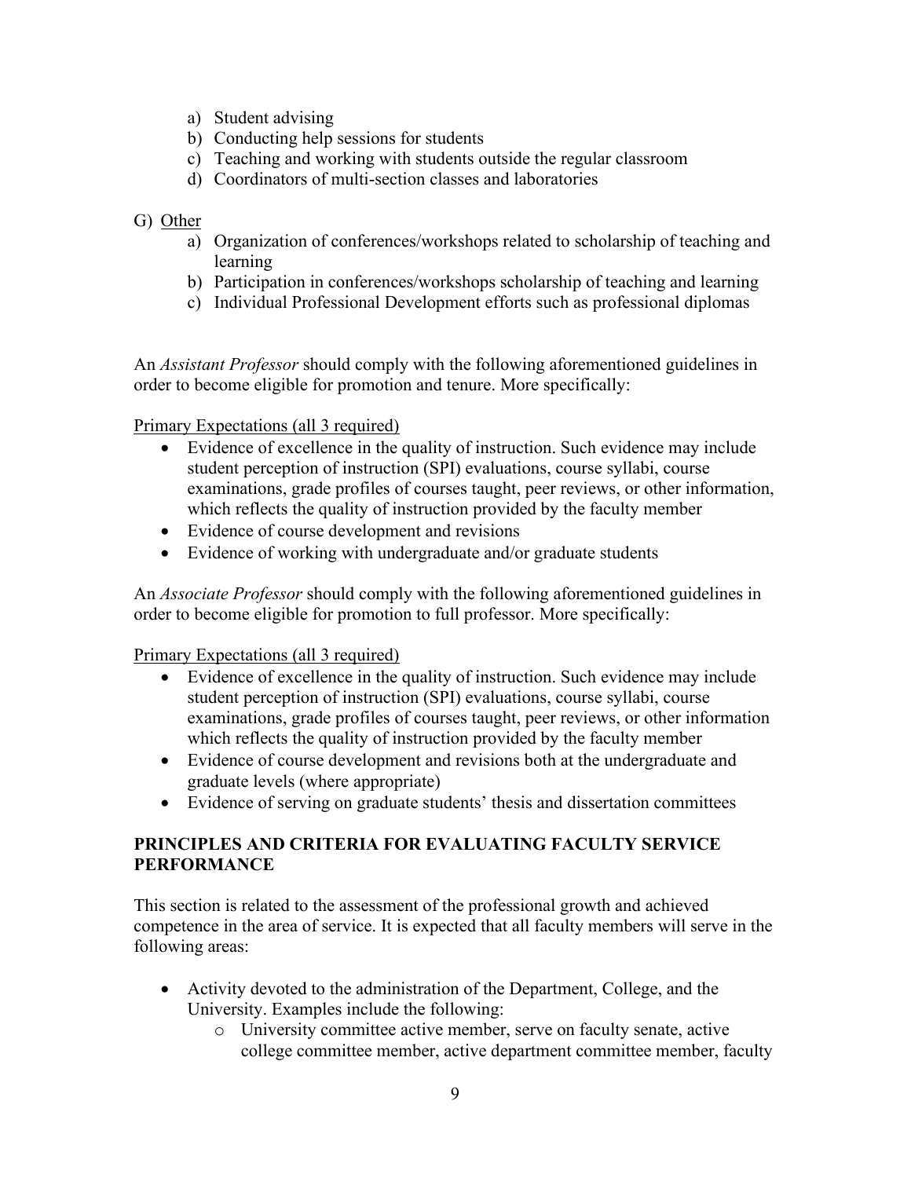a) Student advising
b) Conducting help sessions for students
c) Teaching and working with students outside the regular classroom
d) Coordinators of multi-section classes and laboratories

G) Other

a) Organization of conferences/workshops related to scholarship of teaching and learning
b) Participation in conferences/workshops scholarship of teaching and learning
c) Individual Professional Development efforts such as professional diplomas

An *Assistant Professor* should comply with the following aforementioned guidelines in order to become eligible for promotion and tenure. More specifically:

Primary Expectations (all 3 required)

- Evidence of excellence in the quality of instruction. Such evidence may include student perception of instruction (SPI) evaluations, course syllabi, course examinations, grade profiles of courses taught, peer reviews, or other information, which reflects the quality of instruction provided by the faculty member
- Evidence of course development and revisions
- Evidence of working with undergraduate and/or graduate students

An *Associate Professor* should comply with the following aforementioned guidelines in order to become eligible for promotion to full professor. More specifically:

Primary Expectations (all 3 required)

- Evidence of excellence in the quality of instruction. Such evidence may include student perception of instruction (SPI) evaluations, course syllabi, course examinations, grade profiles of courses taught, peer reviews, or other information which reflects the quality of instruction provided by the faculty member
- Evidence of course development and revisions both at the undergraduate and graduate levels (where appropriate)
- Evidence of serving on graduate students' thesis and dissertation committees

## PRINCIPLES AND CRITERIA FOR EVALUATING FACULTY SERVICE PERFORMANCE

This section is related to the assessment of the professional growth and achieved competence in the area of service. It is expected that all faculty members will serve in the following areas:

- Activity devoted to the administration of the Department, College, and the University. Examples include the following:
  - University committee active member, serve on faculty senate, active college committee member, active department committee member, faculty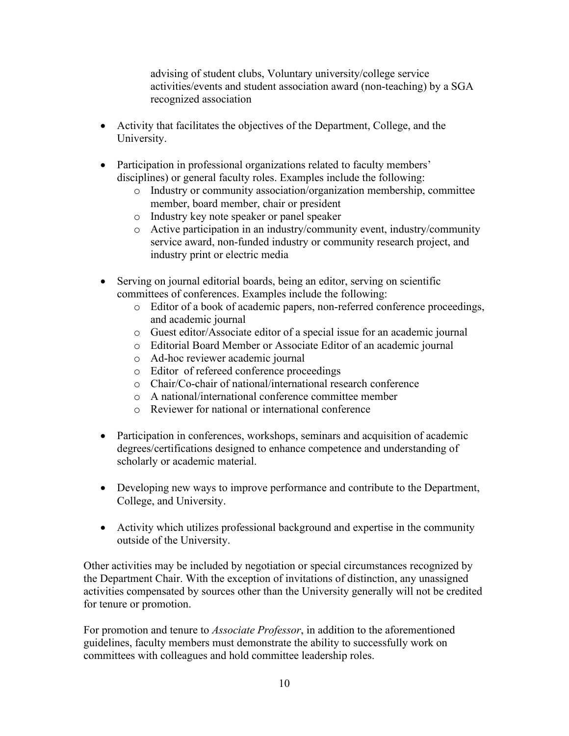advising of student clubs, Voluntary university/college service activities/events and student association award (non-teaching) by a SGA recognized association

- Activity that facilitates the objectives of the Department, College, and the University.

- Participation in professional organizations related to faculty members' disciplines) or general faculty roles. Examples include the following:
    - Industry or community association/organization membership, committee member, board member, chair or president
    - Industry key note speaker or panel speaker
    - Active participation in an industry/community event, industry/community service award, non-funded industry or community research project, and industry print or electric media

- Serving on journal editorial boards, being an editor, serving on scientific committees of conferences. Examples include the following:
    - Editor of a book of academic papers, non-referred conference proceedings, and academic journal
    - Guest editor/Associate editor of a special issue for an academic journal
    - Editorial Board Member or Associate Editor of an academic journal
    - Ad-hoc reviewer academic journal
    - Editor of refereed conference proceedings
    - Chair/Co-chair of national/international research conference
    - A national/international conference committee member
    - Reviewer for national or international conference

- Participation in conferences, workshops, seminars and acquisition of academic degrees/certifications designed to enhance competence and understanding of scholarly or academic material.

- Developing new ways to improve performance and contribute to the Department, College, and University.

- Activity which utilizes professional background and expertise in the community outside of the University.

Other activities may be included by negotiation or special circumstances recognized by the Department Chair. With the exception of invitations of distinction, any unassigned activities compensated by sources other than the University generally will not be credited for tenure or promotion.

For promotion and tenure to *Associate Professor*, in addition to the aforementioned guidelines, faculty members must demonstrate the ability to successfully work on committees with colleagues and hold committee leadership roles.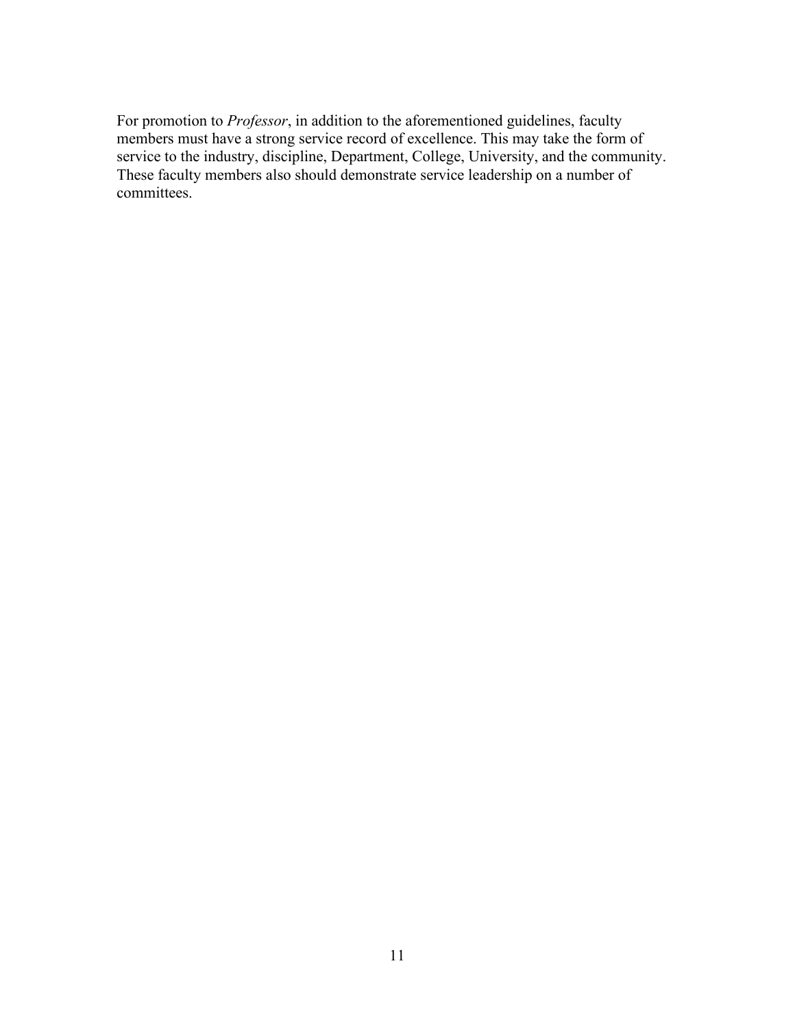For promotion to *Professor*, in addition to the aforementioned guidelines, faculty members must have a strong service record of excellence. This may take the form of service to the industry, discipline, Department, College, University, and the community. These faculty members also should demonstrate service leadership on a number of committees.